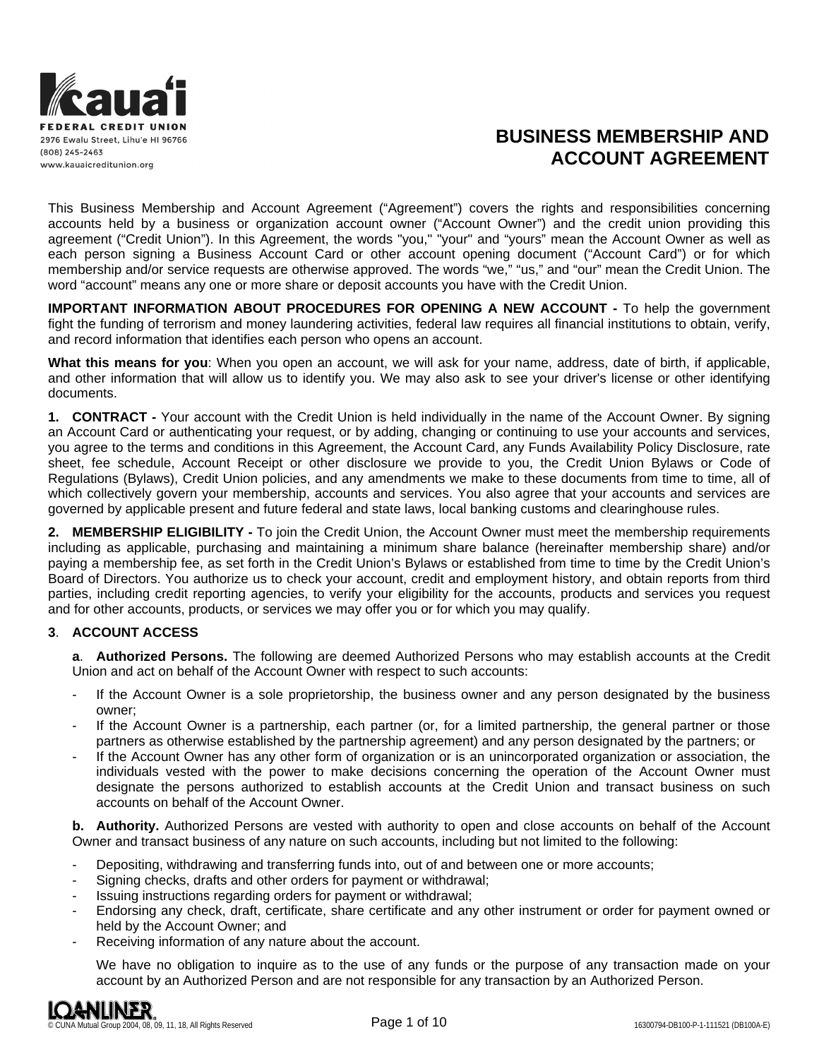Kaua'i Federal Credit Union
2976 Ewalu Street, Lihu'e HI 96766
(808) 245-2463
www.kauaicreditunion.org

# BUSINESS MEMBERSHIP AND ACCOUNT AGREEMENT

This Business Membership and Account Agreement ("Agreement") covers the rights and responsibilities concerning accounts held by a business or organization account owner ("Account Owner") and the credit union providing this agreement ("Credit Union"). In this Agreement, the words "you," "your" and "yours" mean the Account Owner as well as each person signing a Business Account Card or other account opening document ("Account Card") or for which membership and/or service requests are otherwise approved. The words "we," "us," and "our" mean the Credit Union. The word "account" means any one or more share or deposit accounts you have with the Credit Union.

**IMPORTANT INFORMATION ABOUT PROCEDURES FOR OPENING A NEW ACCOUNT -** To help the government fight the funding of terrorism and money laundering activities, federal law requires all financial institutions to obtain, verify, and record information that identifies each person who opens an account.

**What this means for you**: When you open an account, we will ask for your name, address, date of birth, if applicable, and other information that will allow us to identify you. We may also ask to see your driver's license or other identifying documents.

**1. CONTRACT -** Your account with the Credit Union is held individually in the name of the Account Owner. By signing an Account Card or authenticating your request, or by adding, changing or continuing to use your accounts and services, you agree to the terms and conditions in this Agreement, the Account Card, any Funds Availability Policy Disclosure, rate sheet, fee schedule, Account Receipt or other disclosure we provide to you, the Credit Union Bylaws or Code of Regulations (Bylaws), Credit Union policies, and any amendments we make to these documents from time to time, all of which collectively govern your membership, accounts and services. You also agree that your accounts and services are governed by applicable present and future federal and state laws, local banking customs and clearinghouse rules.

**2. MEMBERSHIP ELIGIBILITY -** To join the Credit Union, the Account Owner must meet the membership requirements including as applicable, purchasing and maintaining a minimum share balance (hereinafter membership share) and/or paying a membership fee, as set forth in the Credit Union's Bylaws or established from time to time by the Credit Union's Board of Directors. You authorize us to check your account, credit and employment history, and obtain reports from third parties, including credit reporting agencies, to verify your eligibility for the accounts, products and services you request and for other accounts, products, or services we may offer you or for which you may qualify.

**3. ACCOUNT ACCESS**

**a. Authorized Persons.** The following are deemed Authorized Persons who may establish accounts at the Credit Union and act on behalf of the Account Owner with respect to such accounts:

- If the Account Owner is a sole proprietorship, the business owner and any person designated by the business owner;
- If the Account Owner is a partnership, each partner (or, for a limited partnership, the general partner or those partners as otherwise established by the partnership agreement) and any person designated by the partners; or
- If the Account Owner has any other form of organization or is an unincorporated organization or association, the individuals vested with the power to make decisions concerning the operation of the Account Owner must designate the persons authorized to establish accounts at the Credit Union and transact business on such accounts on behalf of the Account Owner.

**b. Authority.** Authorized Persons are vested with authority to open and close accounts on behalf of the Account Owner and transact business of any nature on such accounts, including but not limited to the following:

- Depositing, withdrawing and transferring funds into, out of and between one or more accounts;
- Signing checks, drafts and other orders for payment or withdrawal;
- Issuing instructions regarding orders for payment or withdrawal;
- Endorsing any check, draft, certificate, share certificate and any other instrument or order for payment owned or held by the Account Owner; and
- Receiving information of any nature about the account.

We have no obligation to inquire as to the use of any funds or the purpose of any transaction made on your account by an Authorized Person and are not responsible for any transaction by an Authorized Person.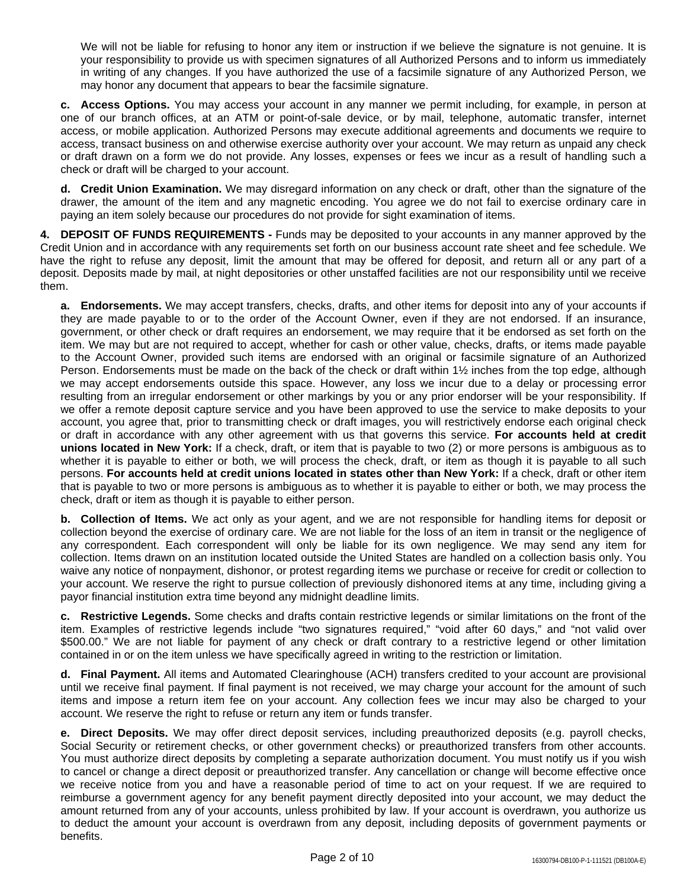We will not be liable for refusing to honor any item or instruction if we believe the signature is not genuine. It is your responsibility to provide us with specimen signatures of all Authorized Persons and to inform us immediately in writing of any changes. If you have authorized the use of a facsimile signature of any Authorized Person, we may honor any document that appears to bear the facsimile signature.

**c. Access Options.** You may access your account in any manner we permit including, for example, in person at one of our branch offices, at an ATM or point-of-sale device, or by mail, telephone, automatic transfer, internet access, or mobile application. Authorized Persons may execute additional agreements and documents we require to access, transact business on and otherwise exercise authority over your account. We may return as unpaid any check or draft drawn on a form we do not provide. Any losses, expenses or fees we incur as a result of handling such a check or draft will be charged to your account.

**d. Credit Union Examination.** We may disregard information on any check or draft, other than the signature of the drawer, the amount of the item and any magnetic encoding. You agree we do not fail to exercise ordinary care in paying an item solely because our procedures do not provide for sight examination of items.

**4. DEPOSIT OF FUNDS REQUIREMENTS -** Funds may be deposited to your accounts in any manner approved by the Credit Union and in accordance with any requirements set forth on our business account rate sheet and fee schedule. We have the right to refuse any deposit, limit the amount that may be offered for deposit, and return all or any part of a deposit. Deposits made by mail, at night depositories or other unstaffed facilities are not our responsibility until we receive them.

**a. Endorsements.** We may accept transfers, checks, drafts, and other items for deposit into any of your accounts if they are made payable to or to the order of the Account Owner, even if they are not endorsed. If an insurance, government, or other check or draft requires an endorsement, we may require that it be endorsed as set forth on the item. We may but are not required to accept, whether for cash or other value, checks, drafts, or items made payable to the Account Owner, provided such items are endorsed with an original or facsimile signature of an Authorized Person. Endorsements must be made on the back of the check or draft within 1½ inches from the top edge, although we may accept endorsements outside this space. However, any loss we incur due to a delay or processing error resulting from an irregular endorsement or other markings by you or any prior endorser will be your responsibility. If we offer a remote deposit capture service and you have been approved to use the service to make deposits to your account, you agree that, prior to transmitting check or draft images, you will restrictively endorse each original check or draft in accordance with any other agreement with us that governs this service. **For accounts held at credit unions located in New York:** If a check, draft, or item that is payable to two (2) or more persons is ambiguous as to whether it is payable to either or both, we will process the check, draft, or item as though it is payable to all such persons. **For accounts held at credit unions located in states other than New York:** If a check, draft or other item that is payable to two or more persons is ambiguous as to whether it is payable to either or both, we may process the check, draft or item as though it is payable to either person.

**b. Collection of Items.** We act only as your agent, and we are not responsible for handling items for deposit or collection beyond the exercise of ordinary care. We are not liable for the loss of an item in transit or the negligence of any correspondent. Each correspondent will only be liable for its own negligence. We may send any item for collection. Items drawn on an institution located outside the United States are handled on a collection basis only. You waive any notice of nonpayment, dishonor, or protest regarding items we purchase or receive for credit or collection to your account. We reserve the right to pursue collection of previously dishonored items at any time, including giving a payor financial institution extra time beyond any midnight deadline limits.

**c. Restrictive Legends.** Some checks and drafts contain restrictive legends or similar limitations on the front of the item. Examples of restrictive legends include "two signatures required," "void after 60 days," and "not valid over $500.00." We are not liable for payment of any check or draft contrary to a restrictive legend or other limitation contained in or on the item unless we have specifically agreed in writing to the restriction or limitation.

**d. Final Payment.** All items and Automated Clearinghouse (ACH) transfers credited to your account are provisional until we receive final payment. If final payment is not received, we may charge your account for the amount of such items and impose a return item fee on your account. Any collection fees we incur may also be charged to your account. We reserve the right to refuse or return any item or funds transfer.

**e. Direct Deposits.** We may offer direct deposit services, including preauthorized deposits (e.g. payroll checks, Social Security or retirement checks, or other government checks) or preauthorized transfers from other accounts. You must authorize direct deposits by completing a separate authorization document. You must notify us if you wish to cancel or change a direct deposit or preauthorized transfer. Any cancellation or change will become effective once we receive notice from you and have a reasonable period of time to act on your request. If we are required to reimburse a government agency for any benefit payment directly deposited into your account, we may deduct the amount returned from any of your accounts, unless prohibited by law. If your account is overdrawn, you authorize us to deduct the amount your account is overdrawn from any deposit, including deposits of government payments or benefits.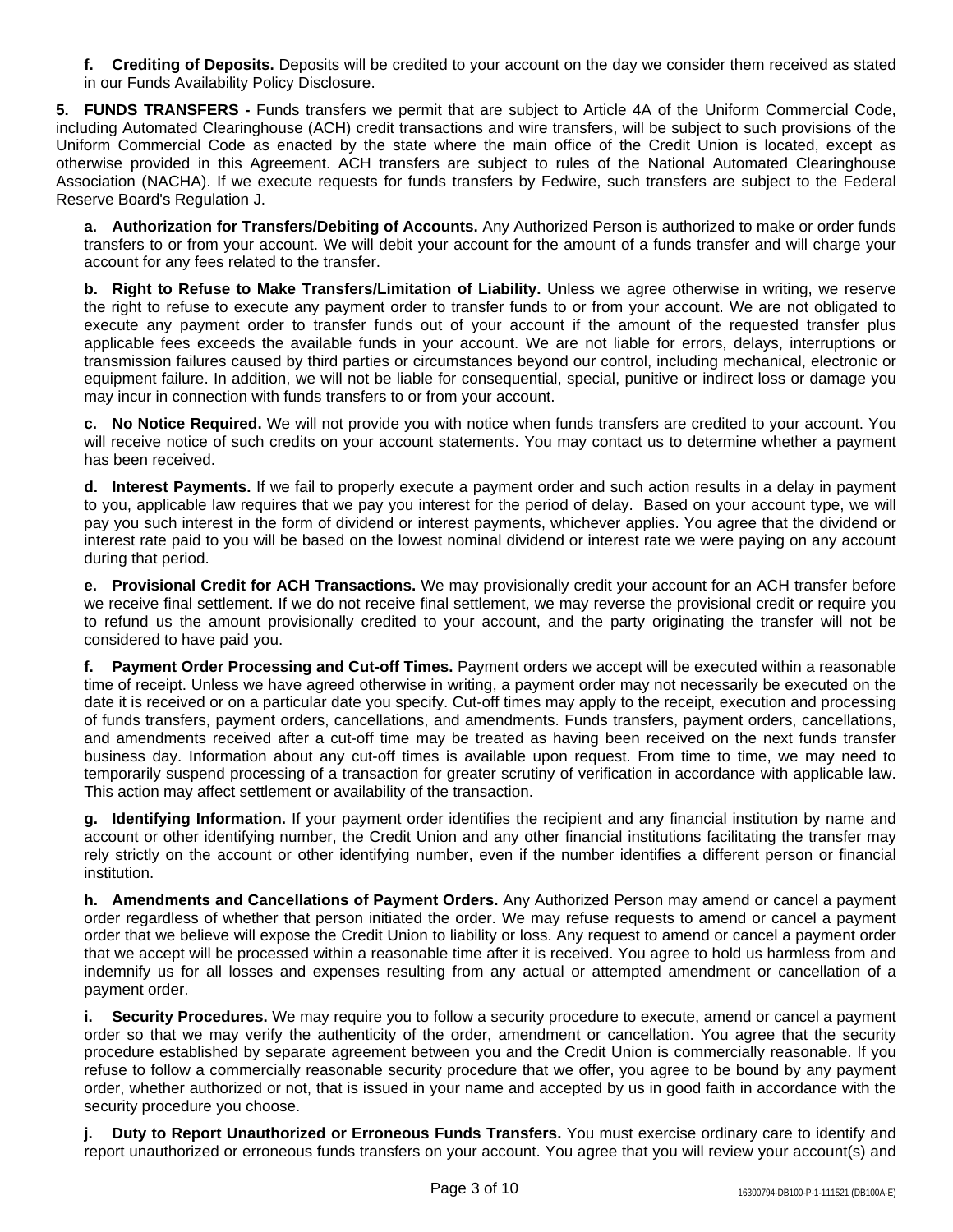**f. Crediting of Deposits.** Deposits will be credited to your account on the day we consider them received as stated in our Funds Availability Policy Disclosure.

**5. FUNDS TRANSFERS -** Funds transfers we permit that are subject to Article 4A of the Uniform Commercial Code, including Automated Clearinghouse (ACH) credit transactions and wire transfers, will be subject to such provisions of the Uniform Commercial Code as enacted by the state where the main office of the Credit Union is located, except as otherwise provided in this Agreement. ACH transfers are subject to rules of the National Automated Clearinghouse Association (NACHA). If we execute requests for funds transfers by Fedwire, such transfers are subject to the Federal Reserve Board's Regulation J.

**a. Authorization for Transfers/Debiting of Accounts.** Any Authorized Person is authorized to make or order funds transfers to or from your account. We will debit your account for the amount of a funds transfer and will charge your account for any fees related to the transfer.

**b. Right to Refuse to Make Transfers/Limitation of Liability.** Unless we agree otherwise in writing, we reserve the right to refuse to execute any payment order to transfer funds to or from your account. We are not obligated to execute any payment order to transfer funds out of your account if the amount of the requested transfer plus applicable fees exceeds the available funds in your account. We are not liable for errors, delays, interruptions or transmission failures caused by third parties or circumstances beyond our control, including mechanical, electronic or equipment failure. In addition, we will not be liable for consequential, special, punitive or indirect loss or damage you may incur in connection with funds transfers to or from your account.

**c. No Notice Required.** We will not provide you with notice when funds transfers are credited to your account. You will receive notice of such credits on your account statements. You may contact us to determine whether a payment has been received.

**d. Interest Payments.** If we fail to properly execute a payment order and such action results in a delay in payment to you, applicable law requires that we pay you interest for the period of delay. Based on your account type, we will pay you such interest in the form of dividend or interest payments, whichever applies. You agree that the dividend or interest rate paid to you will be based on the lowest nominal dividend or interest rate we were paying on any account during that period.

**e. Provisional Credit for ACH Transactions.** We may provisionally credit your account for an ACH transfer before we receive final settlement. If we do not receive final settlement, we may reverse the provisional credit or require you to refund us the amount provisionally credited to your account, and the party originating the transfer will not be considered to have paid you.

**f. Payment Order Processing and Cut-off Times.** Payment orders we accept will be executed within a reasonable time of receipt. Unless we have agreed otherwise in writing, a payment order may not necessarily be executed on the date it is received or on a particular date you specify. Cut-off times may apply to the receipt, execution and processing of funds transfers, payment orders, cancellations, and amendments. Funds transfers, payment orders, cancellations, and amendments received after a cut-off time may be treated as having been received on the next funds transfer business day. Information about any cut-off times is available upon request. From time to time, we may need to temporarily suspend processing of a transaction for greater scrutiny of verification in accordance with applicable law. This action may affect settlement or availability of the transaction.

**g. Identifying Information.** If your payment order identifies the recipient and any financial institution by name and account or other identifying number, the Credit Union and any other financial institutions facilitating the transfer may rely strictly on the account or other identifying number, even if the number identifies a different person or financial institution.

**h. Amendments and Cancellations of Payment Orders.** Any Authorized Person may amend or cancel a payment order regardless of whether that person initiated the order. We may refuse requests to amend or cancel a payment order that we believe will expose the Credit Union to liability or loss. Any request to amend or cancel a payment order that we accept will be processed within a reasonable time after it is received. You agree to hold us harmless from and indemnify us for all losses and expenses resulting from any actual or attempted amendment or cancellation of a payment order.

**i. Security Procedures.** We may require you to follow a security procedure to execute, amend or cancel a payment order so that we may verify the authenticity of the order, amendment or cancellation. You agree that the security procedure established by separate agreement between you and the Credit Union is commercially reasonable. If you refuse to follow a commercially reasonable security procedure that we offer, you agree to be bound by any payment order, whether authorized or not, that is issued in your name and accepted by us in good faith in accordance with the security procedure you choose.

**j. Duty to Report Unauthorized or Erroneous Funds Transfers.** You must exercise ordinary care to identify and report unauthorized or erroneous funds transfers on your account. You agree that you will review your account(s) and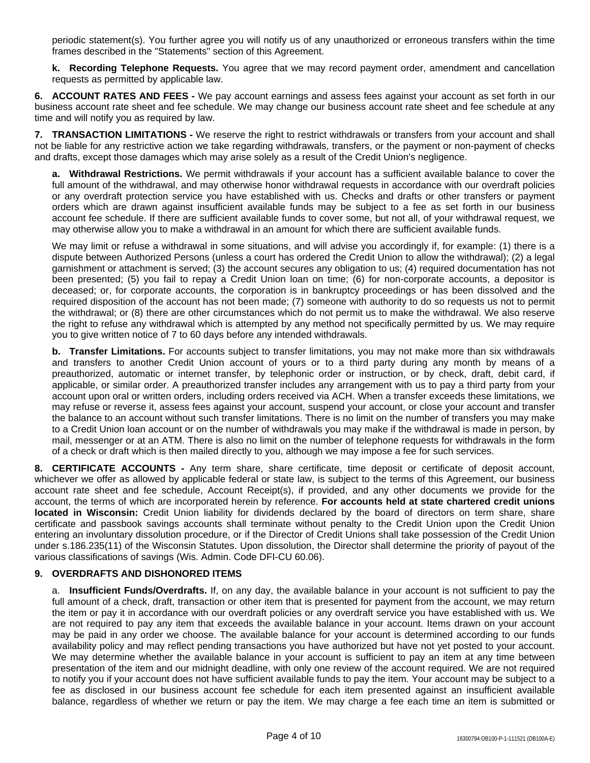periodic statement(s). You further agree you will notify us of any unauthorized or erroneous transfers within the time frames described in the "Statements" section of this Agreement.

**k. Recording Telephone Requests.** You agree that we may record payment order, amendment and cancellation requests as permitted by applicable law.

**6. ACCOUNT RATES AND FEES -** We pay account earnings and assess fees against your account as set forth in our business account rate sheet and fee schedule. We may change our business account rate sheet and fee schedule at any time and will notify you as required by law.

**7. TRANSACTION LIMITATIONS -** We reserve the right to restrict withdrawals or transfers from your account and shall not be liable for any restrictive action we take regarding withdrawals, transfers, or the payment or non-payment of checks and drafts, except those damages which may arise solely as a result of the Credit Union's negligence.

**a. Withdrawal Restrictions.** We permit withdrawals if your account has a sufficient available balance to cover the full amount of the withdrawal, and may otherwise honor withdrawal requests in accordance with our overdraft policies or any overdraft protection service you have established with us. Checks and drafts or other transfers or payment orders which are drawn against insufficient available funds may be subject to a fee as set forth in our business account fee schedule. If there are sufficient available funds to cover some, but not all, of your withdrawal request, we may otherwise allow you to make a withdrawal in an amount for which there are sufficient available funds.

We may limit or refuse a withdrawal in some situations, and will advise you accordingly if, for example: (1) there is a dispute between Authorized Persons (unless a court has ordered the Credit Union to allow the withdrawal); (2) a legal garnishment or attachment is served; (3) the account secures any obligation to us; (4) required documentation has not been presented; (5) you fail to repay a Credit Union loan on time; (6) for non-corporate accounts, a depositor is deceased; or, for corporate accounts, the corporation is in bankruptcy proceedings or has been dissolved and the required disposition of the account has not been made; (7) someone with authority to do so requests us not to permit the withdrawal; or (8) there are other circumstances which do not permit us to make the withdrawal. We also reserve the right to refuse any withdrawal which is attempted by any method not specifically permitted by us. We may require you to give written notice of 7 to 60 days before any intended withdrawals.

**b. Transfer Limitations.** For accounts subject to transfer limitations, you may not make more than six withdrawals and transfers to another Credit Union account of yours or to a third party during any month by means of a preauthorized, automatic or internet transfer, by telephonic order or instruction, or by check, draft, debit card, if applicable, or similar order. A preauthorized transfer includes any arrangement with us to pay a third party from your account upon oral or written orders, including orders received via ACH. When a transfer exceeds these limitations, we may refuse or reverse it, assess fees against your account, suspend your account, or close your account and transfer the balance to an account without such transfer limitations. There is no limit on the number of transfers you may make to a Credit Union loan account or on the number of withdrawals you may make if the withdrawal is made in person, by mail, messenger or at an ATM. There is also no limit on the number of telephone requests for withdrawals in the form of a check or draft which is then mailed directly to you, although we may impose a fee for such services.

**8. CERTIFICATE ACCOUNTS -** Any term share, share certificate, time deposit or certificate of deposit account, whichever we offer as allowed by applicable federal or state law, is subject to the terms of this Agreement, our business account rate sheet and fee schedule, Account Receipt(s), if provided, and any other documents we provide for the account, the terms of which are incorporated herein by reference. **For accounts held at state chartered credit unions located in Wisconsin:** Credit Union liability for dividends declared by the board of directors on term share, share certificate and passbook savings accounts shall terminate without penalty to the Credit Union upon the Credit Union entering an involuntary dissolution procedure, or if the Director of Credit Unions shall take possession of the Credit Union under s.186.235(11) of the Wisconsin Statutes. Upon dissolution, the Director shall determine the priority of payout of the various classifications of savings (Wis. Admin. Code DFI-CU 60.06).

**9. OVERDRAFTS AND DISHONORED ITEMS**

a. **Insufficient Funds/Overdrafts.** If, on any day, the available balance in your account is not sufficient to pay the full amount of a check, draft, transaction or other item that is presented for payment from the account, we may return the item or pay it in accordance with our overdraft policies or any overdraft service you have established with us. We are not required to pay any item that exceeds the available balance in your account. Items drawn on your account may be paid in any order we choose. The available balance for your account is determined according to our funds availability policy and may reflect pending transactions you have authorized but have not yet posted to your account. We may determine whether the available balance in your account is sufficient to pay an item at any time between presentation of the item and our midnight deadline, with only one review of the account required. We are not required to notify you if your account does not have sufficient available funds to pay the item. Your account may be subject to a fee as disclosed in our business account fee schedule for each item presented against an insufficient available balance, regardless of whether we return or pay the item. We may charge a fee each time an item is submitted or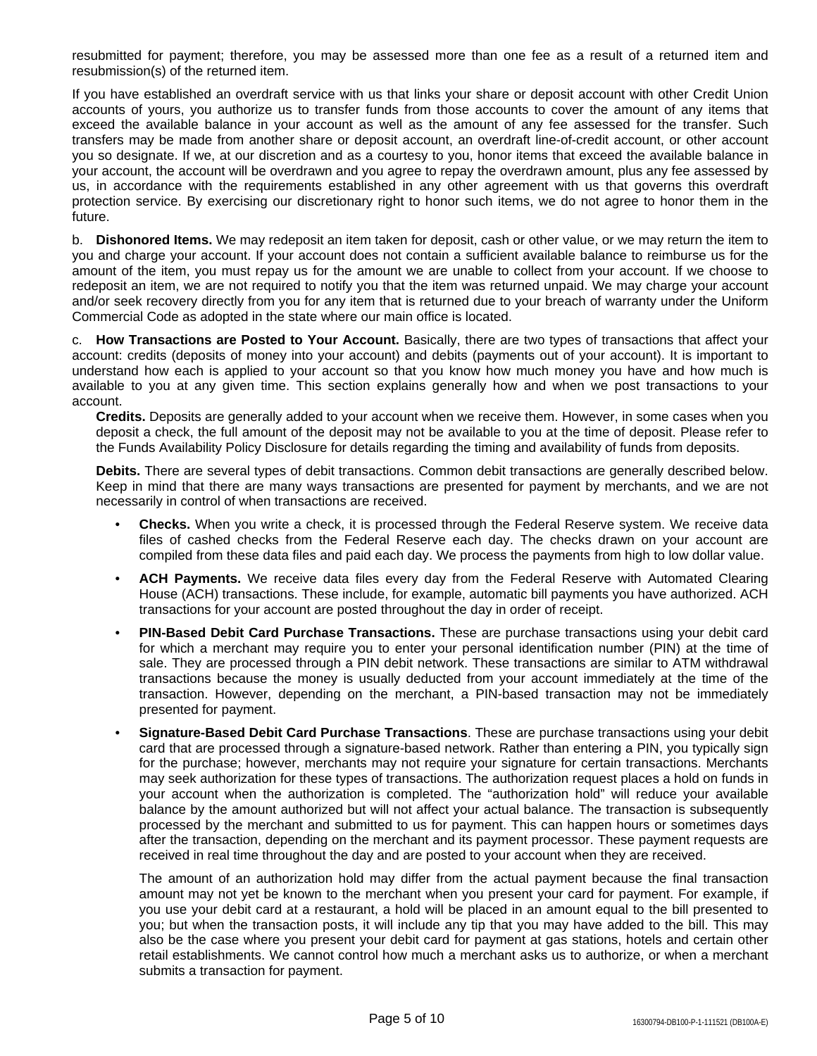resubmitted for payment; therefore, you may be assessed more than one fee as a result of a returned item and resubmission(s) of the returned item.

If you have established an overdraft service with us that links your share or deposit account with other Credit Union accounts of yours, you authorize us to transfer funds from those accounts to cover the amount of any items that exceed the available balance in your account as well as the amount of any fee assessed for the transfer. Such transfers may be made from another share or deposit account, an overdraft line-of-credit account, or other account you so designate. If we, at our discretion and as a courtesy to you, honor items that exceed the available balance in your account, the account will be overdrawn and you agree to repay the overdrawn amount, plus any fee assessed by us, in accordance with the requirements established in any other agreement with us that governs this overdraft protection service. By exercising our discretionary right to honor such items, we do not agree to honor them in the future.

b. **Dishonored Items.** We may redeposit an item taken for deposit, cash or other value, or we may return the item to you and charge your account. If your account does not contain a sufficient available balance to reimburse us for the amount of the item, you must repay us for the amount we are unable to collect from your account. If we choose to redeposit an item, we are not required to notify you that the item was returned unpaid. We may charge your account and/or seek recovery directly from you for any item that is returned due to your breach of warranty under the Uniform Commercial Code as adopted in the state where our main office is located.

c. **How Transactions are Posted to Your Account.** Basically, there are two types of transactions that affect your account: credits (deposits of money into your account) and debits (payments out of your account). It is important to understand how each is applied to your account so that you know how much money you have and how much is available to you at any given time. This section explains generally how and when we post transactions to your account.

**Credits.** Deposits are generally added to your account when we receive them. However, in some cases when you deposit a check, the full amount of the deposit may not be available to you at the time of deposit. Please refer to the Funds Availability Policy Disclosure for details regarding the timing and availability of funds from deposits.

**Debits.** There are several types of debit transactions. Common debit transactions are generally described below. Keep in mind that there are many ways transactions are presented for payment by merchants, and we are not necessarily in control of when transactions are received.

- **Checks.** When you write a check, it is processed through the Federal Reserve system. We receive data files of cashed checks from the Federal Reserve each day. The checks drawn on your account are compiled from these data files and paid each day. We process the payments from high to low dollar value.

- **ACH Payments.** We receive data files every day from the Federal Reserve with Automated Clearing House (ACH) transactions. These include, for example, automatic bill payments you have authorized. ACH transactions for your account are posted throughout the day in order of receipt.

- **PIN-Based Debit Card Purchase Transactions.** These are purchase transactions using your debit card for which a merchant may require you to enter your personal identification number (PIN) at the time of sale. They are processed through a PIN debit network. These transactions are similar to ATM withdrawal transactions because the money is usually deducted from your account immediately at the time of the transaction. However, depending on the merchant, a PIN-based transaction may not be immediately presented for payment.

- **Signature-Based Debit Card Purchase Transactions**. These are purchase transactions using your debit card that are processed through a signature-based network. Rather than entering a PIN, you typically sign for the purchase; however, merchants may not require your signature for certain transactions. Merchants may seek authorization for these types of transactions. The authorization request places a hold on funds in your account when the authorization is completed. The "authorization hold" will reduce your available balance by the amount authorized but will not affect your actual balance. The transaction is subsequently processed by the merchant and submitted to us for payment. This can happen hours or sometimes days after the transaction, depending on the merchant and its payment processor. These payment requests are received in real time throughout the day and are posted to your account when they are received.

  The amount of an authorization hold may differ from the actual payment because the final transaction amount may not yet be known to the merchant when you present your card for payment. For example, if you use your debit card at a restaurant, a hold will be placed in an amount equal to the bill presented to you; but when the transaction posts, it will include any tip that you may have added to the bill. This may also be the case where you present your debit card for payment at gas stations, hotels and certain other retail establishments. We cannot control how much a merchant asks us to authorize, or when a merchant submits a transaction for payment.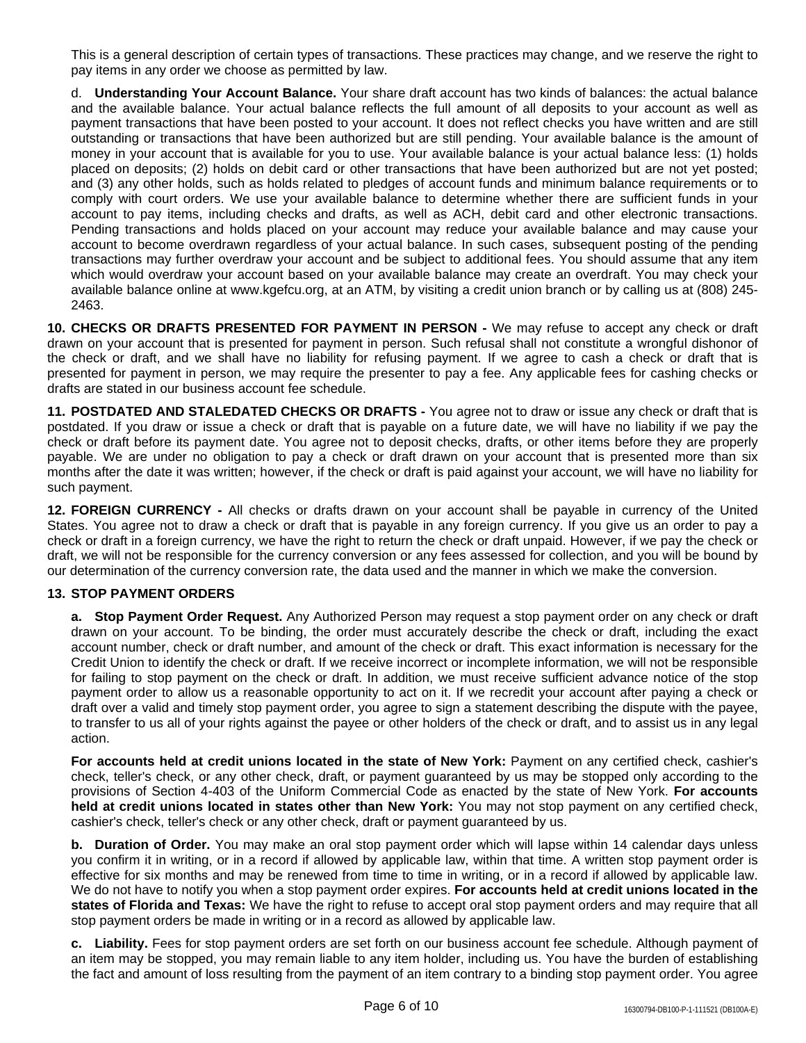This is a general description of certain types of transactions. These practices may change, and we reserve the right to pay items in any order we choose as permitted by law.

d. **Understanding Your Account Balance.** Your share draft account has two kinds of balances: the actual balance and the available balance. Your actual balance reflects the full amount of all deposits to your account as well as payment transactions that have been posted to your account. It does not reflect checks you have written and are still outstanding or transactions that have been authorized but are still pending. Your available balance is the amount of money in your account that is available for you to use. Your available balance is your actual balance less: (1) holds placed on deposits; (2) holds on debit card or other transactions that have been authorized but are not yet posted; and (3) any other holds, such as holds related to pledges of account funds and minimum balance requirements or to comply with court orders. We use your available balance to determine whether there are sufficient funds in your account to pay items, including checks and drafts, as well as ACH, debit card and other electronic transactions. Pending transactions and holds placed on your account may reduce your available balance and may cause your account to become overdrawn regardless of your actual balance. In such cases, subsequent posting of the pending transactions may further overdraw your account and be subject to additional fees. You should assume that any item which would overdraw your account based on your available balance may create an overdraft. You may check your available balance online at www.kgefcu.org, at an ATM, by visiting a credit union branch or by calling us at (808) 245-2463.

**10. CHECKS OR DRAFTS PRESENTED FOR PAYMENT IN PERSON -** We may refuse to accept any check or draft drawn on your account that is presented for payment in person. Such refusal shall not constitute a wrongful dishonor of the check or draft, and we shall have no liability for refusing payment. If we agree to cash a check or draft that is presented for payment in person, we may require the presenter to pay a fee. Any applicable fees for cashing checks or drafts are stated in our business account fee schedule.

**11. POSTDATED AND STALEDATED CHECKS OR DRAFTS -** You agree not to draw or issue any check or draft that is postdated. If you draw or issue a check or draft that is payable on a future date, we will have no liability if we pay the check or draft before its payment date. You agree not to deposit checks, drafts, or other items before they are properly payable. We are under no obligation to pay a check or draft drawn on your account that is presented more than six months after the date it was written; however, if the check or draft is paid against your account, we will have no liability for such payment.

**12. FOREIGN CURRENCY -** All checks or drafts drawn on your account shall be payable in currency of the United States. You agree not to draw a check or draft that is payable in any foreign currency. If you give us an order to pay a check or draft in a foreign currency, we have the right to return the check or draft unpaid. However, if we pay the check or draft, we will not be responsible for the currency conversion or any fees assessed for collection, and you will be bound by our determination of the currency conversion rate, the data used and the manner in which we make the conversion.

**13. STOP PAYMENT ORDERS**

**a. Stop Payment Order Request.** Any Authorized Person may request a stop payment order on any check or draft drawn on your account. To be binding, the order must accurately describe the check or draft, including the exact account number, check or draft number, and amount of the check or draft. This exact information is necessary for the Credit Union to identify the check or draft. If we receive incorrect or incomplete information, we will not be responsible for failing to stop payment on the check or draft. In addition, we must receive sufficient advance notice of the stop payment order to allow us a reasonable opportunity to act on it. If we recredit your account after paying a check or draft over a valid and timely stop payment order, you agree to sign a statement describing the dispute with the payee, to transfer to us all of your rights against the payee or other holders of the check or draft, and to assist us in any legal action.

**For accounts held at credit unions located in the state of New York:** Payment on any certified check, cashier's check, teller's check, or any other check, draft, or payment guaranteed by us may be stopped only according to the provisions of Section 4-403 of the Uniform Commercial Code as enacted by the state of New York. **For accounts held at credit unions located in states other than New York:** You may not stop payment on any certified check, cashier's check, teller's check or any other check, draft or payment guaranteed by us.

**b. Duration of Order.** You may make an oral stop payment order which will lapse within 14 calendar days unless you confirm it in writing, or in a record if allowed by applicable law, within that time. A written stop payment order is effective for six months and may be renewed from time to time in writing, or in a record if allowed by applicable law. We do not have to notify you when a stop payment order expires. **For accounts held at credit unions located in the states of Florida and Texas:** We have the right to refuse to accept oral stop payment orders and may require that all stop payment orders be made in writing or in a record as allowed by applicable law.

**c. Liability.** Fees for stop payment orders are set forth on our business account fee schedule. Although payment of an item may be stopped, you may remain liable to any item holder, including us. You have the burden of establishing the fact and amount of loss resulting from the payment of an item contrary to a binding stop payment order. You agree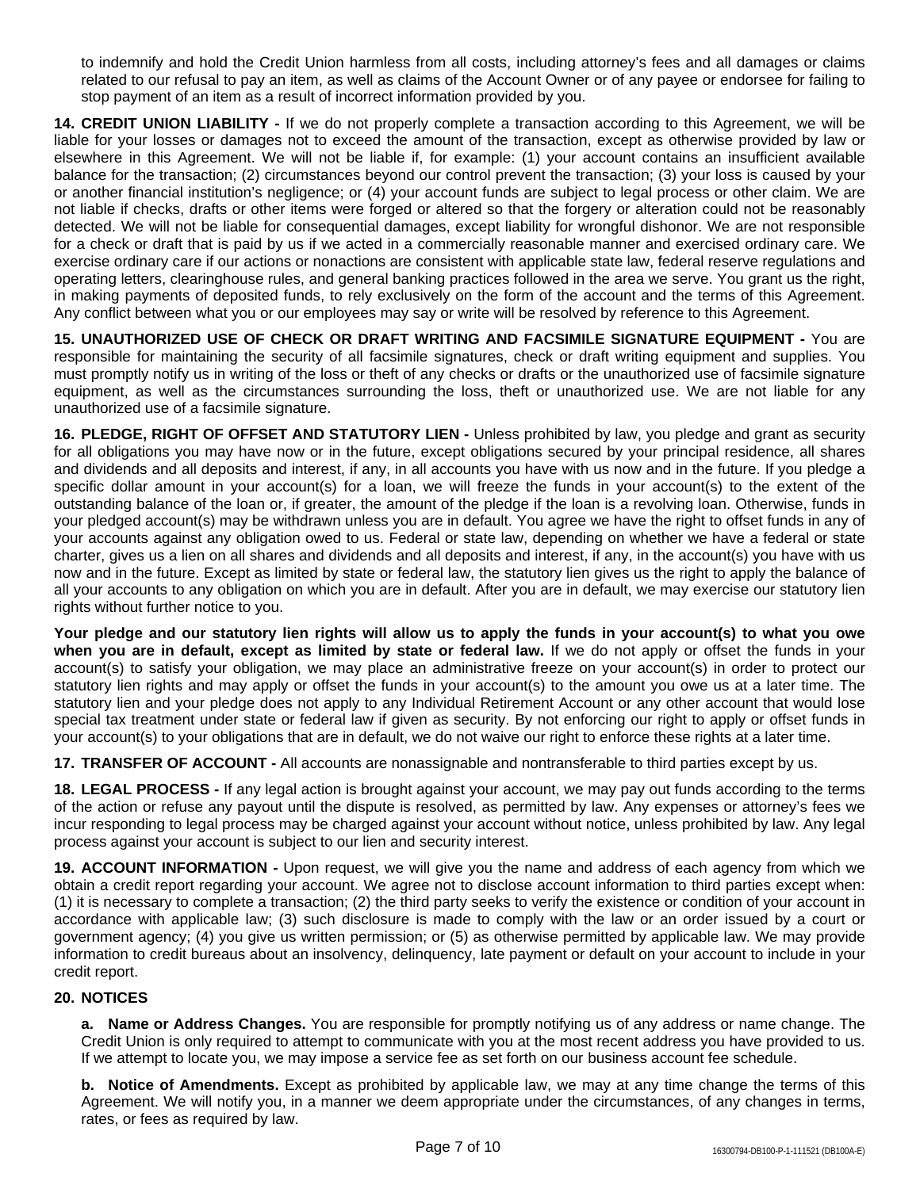to indemnify and hold the Credit Union harmless from all costs, including attorney's fees and all damages or claims related to our refusal to pay an item, as well as claims of the Account Owner or of any payee or endorsee for failing to stop payment of an item as a result of incorrect information provided by you.

**14. CREDIT UNION LIABILITY -** If we do not properly complete a transaction according to this Agreement, we will be liable for your losses or damages not to exceed the amount of the transaction, except as otherwise provided by law or elsewhere in this Agreement. We will not be liable if, for example: (1) your account contains an insufficient available balance for the transaction; (2) circumstances beyond our control prevent the transaction; (3) your loss is caused by your or another financial institution's negligence; or (4) your account funds are subject to legal process or other claim. We are not liable if checks, drafts or other items were forged or altered so that the forgery or alteration could not be reasonably detected. We will not be liable for consequential damages, except liability for wrongful dishonor. We are not responsible for a check or draft that is paid by us if we acted in a commercially reasonable manner and exercised ordinary care. We exercise ordinary care if our actions or nonactions are consistent with applicable state law, federal reserve regulations and operating letters, clearinghouse rules, and general banking practices followed in the area we serve. You grant us the right, in making payments of deposited funds, to rely exclusively on the form of the account and the terms of this Agreement. Any conflict between what you or our employees may say or write will be resolved by reference to this Agreement.

**15. UNAUTHORIZED USE OF CHECK OR DRAFT WRITING AND FACSIMILE SIGNATURE EQUIPMENT -** You are responsible for maintaining the security of all facsimile signatures, check or draft writing equipment and supplies. You must promptly notify us in writing of the loss or theft of any checks or drafts or the unauthorized use of facsimile signature equipment, as well as the circumstances surrounding the loss, theft or unauthorized use. We are not liable for any unauthorized use of a facsimile signature.

**16. PLEDGE, RIGHT OF OFFSET AND STATUTORY LIEN -** Unless prohibited by law, you pledge and grant as security for all obligations you may have now or in the future, except obligations secured by your principal residence, all shares and dividends and all deposits and interest, if any, in all accounts you have with us now and in the future. If you pledge a specific dollar amount in your account(s) for a loan, we will freeze the funds in your account(s) to the extent of the outstanding balance of the loan or, if greater, the amount of the pledge if the loan is a revolving loan. Otherwise, funds in your pledged account(s) may be withdrawn unless you are in default. You agree we have the right to offset funds in any of your accounts against any obligation owed to us. Federal or state law, depending on whether we have a federal or state charter, gives us a lien on all shares and dividends and all deposits and interest, if any, in the account(s) you have with us now and in the future. Except as limited by state or federal law, the statutory lien gives us the right to apply the balance of all your accounts to any obligation on which you are in default. After you are in default, we may exercise our statutory lien rights without further notice to you.

**Your pledge and our statutory lien rights will allow us to apply the funds in your account(s) to what you owe when you are in default, except as limited by state or federal law.** If we do not apply or offset the funds in your account(s) to satisfy your obligation, we may place an administrative freeze on your account(s) in order to protect our statutory lien rights and may apply or offset the funds in your account(s) to the amount you owe us at a later time. The statutory lien and your pledge does not apply to any Individual Retirement Account or any other account that would lose special tax treatment under state or federal law if given as security. By not enforcing our right to apply or offset funds in your account(s) to your obligations that are in default, we do not waive our right to enforce these rights at a later time.

**17. TRANSFER OF ACCOUNT -** All accounts are nonassignable and nontransferable to third parties except by us.

**18. LEGAL PROCESS -** If any legal action is brought against your account, we may pay out funds according to the terms of the action or refuse any payout until the dispute is resolved, as permitted by law. Any expenses or attorney's fees we incur responding to legal process may be charged against your account without notice, unless prohibited by law. Any legal process against your account is subject to our lien and security interest.

**19. ACCOUNT INFORMATION -** Upon request, we will give you the name and address of each agency from which we obtain a credit report regarding your account. We agree not to disclose account information to third parties except when: (1) it is necessary to complete a transaction; (2) the third party seeks to verify the existence or condition of your account in accordance with applicable law; (3) such disclosure is made to comply with the law or an order issued by a court or government agency; (4) you give us written permission; or (5) as otherwise permitted by applicable law. We may provide information to credit bureaus about an insolvency, delinquency, late payment or default on your account to include in your credit report.

**20. NOTICES**

**a. Name or Address Changes.** You are responsible for promptly notifying us of any address or name change. The Credit Union is only required to attempt to communicate with you at the most recent address you have provided to us. If we attempt to locate you, we may impose a service fee as set forth on our business account fee schedule.

**b. Notice of Amendments.** Except as prohibited by applicable law, we may at any time change the terms of this Agreement. We will notify you, in a manner we deem appropriate under the circumstances, of any changes in terms, rates, or fees as required by law.

16300794-DB100-P-1-111521 (DB100A-E)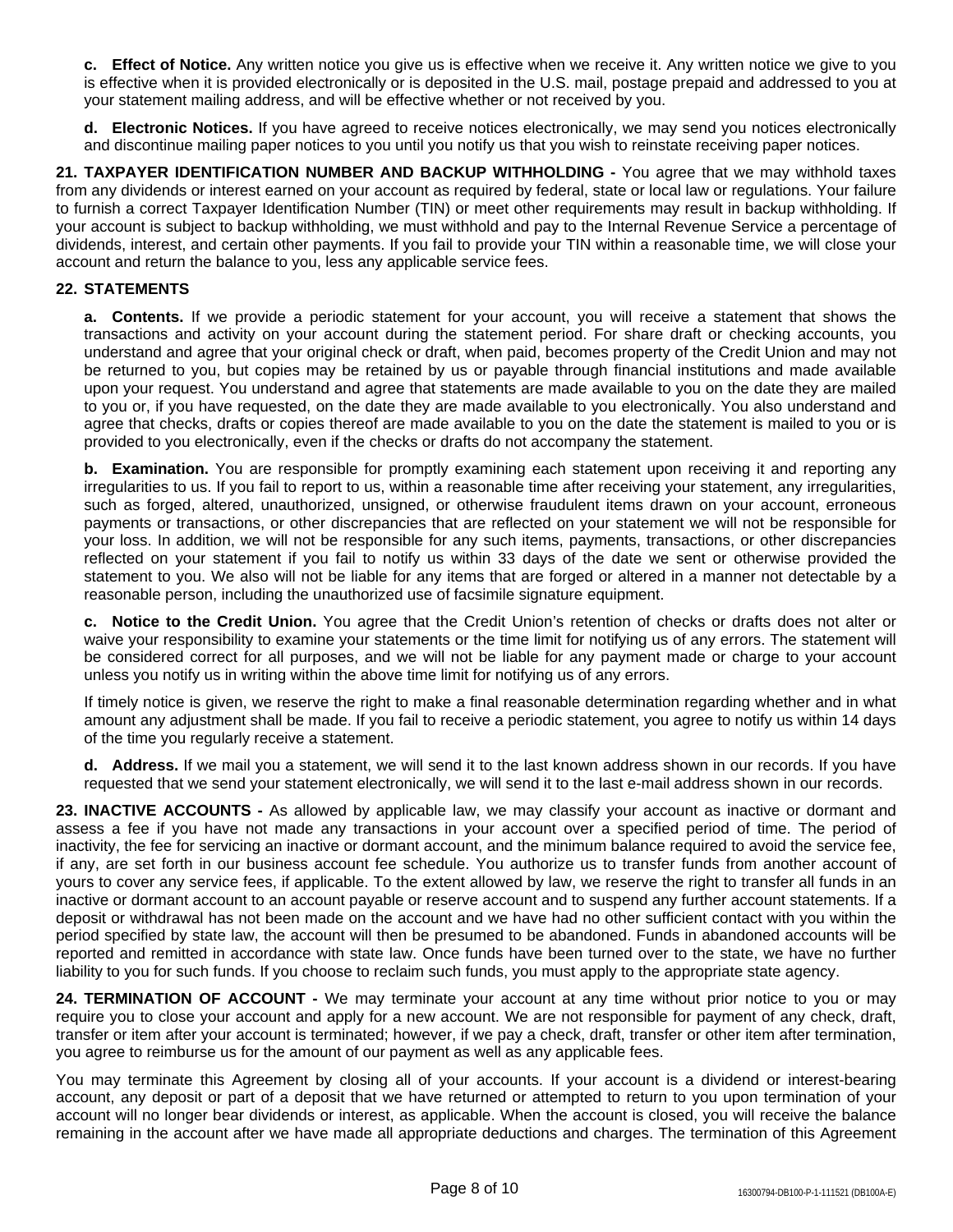**c. Effect of Notice.** Any written notice you give us is effective when we receive it. Any written notice we give to you is effective when it is provided electronically or is deposited in the U.S. mail, postage prepaid and addressed to you at your statement mailing address, and will be effective whether or not received by you.

**d. Electronic Notices.** If you have agreed to receive notices electronically, we may send you notices electronically and discontinue mailing paper notices to you until you notify us that you wish to reinstate receiving paper notices.

**21. TAXPAYER IDENTIFICATION NUMBER AND BACKUP WITHHOLDING -** You agree that we may withhold taxes from any dividends or interest earned on your account as required by federal, state or local law or regulations. Your failure to furnish a correct Taxpayer Identification Number (TIN) or meet other requirements may result in backup withholding. If your account is subject to backup withholding, we must withhold and pay to the Internal Revenue Service a percentage of dividends, interest, and certain other payments. If you fail to provide your TIN within a reasonable time, we will close your account and return the balance to you, less any applicable service fees.

**22. STATEMENTS**

**a. Contents.** If we provide a periodic statement for your account, you will receive a statement that shows the transactions and activity on your account during the statement period. For share draft or checking accounts, you understand and agree that your original check or draft, when paid, becomes property of the Credit Union and may not be returned to you, but copies may be retained by us or payable through financial institutions and made available upon your request. You understand and agree that statements are made available to you on the date they are mailed to you or, if you have requested, on the date they are made available to you electronically. You also understand and agree that checks, drafts or copies thereof are made available to you on the date the statement is mailed to you or is provided to you electronically, even if the checks or drafts do not accompany the statement.

**b. Examination.** You are responsible for promptly examining each statement upon receiving it and reporting any irregularities to us. If you fail to report to us, within a reasonable time after receiving your statement, any irregularities, such as forged, altered, unauthorized, unsigned, or otherwise fraudulent items drawn on your account, erroneous payments or transactions, or other discrepancies that are reflected on your statement we will not be responsible for your loss. In addition, we will not be responsible for any such items, payments, transactions, or other discrepancies reflected on your statement if you fail to notify us within 33 days of the date we sent or otherwise provided the statement to you. We also will not be liable for any items that are forged or altered in a manner not detectable by a reasonable person, including the unauthorized use of facsimile signature equipment.

**c. Notice to the Credit Union.** You agree that the Credit Union's retention of checks or drafts does not alter or waive your responsibility to examine your statements or the time limit for notifying us of any errors. The statement will be considered correct for all purposes, and we will not be liable for any payment made or charge to your account unless you notify us in writing within the above time limit for notifying us of any errors.

If timely notice is given, we reserve the right to make a final reasonable determination regarding whether and in what amount any adjustment shall be made. If you fail to receive a periodic statement, you agree to notify us within 14 days of the time you regularly receive a statement.

**d. Address.** If we mail you a statement, we will send it to the last known address shown in our records. If you have requested that we send your statement electronically, we will send it to the last e-mail address shown in our records.

**23. INACTIVE ACCOUNTS -** As allowed by applicable law, we may classify your account as inactive or dormant and assess a fee if you have not made any transactions in your account over a specified period of time. The period of inactivity, the fee for servicing an inactive or dormant account, and the minimum balance required to avoid the service fee, if any, are set forth in our business account fee schedule. You authorize us to transfer funds from another account of yours to cover any service fees, if applicable. To the extent allowed by law, we reserve the right to transfer all funds in an inactive or dormant account to an account payable or reserve account and to suspend any further account statements. If a deposit or withdrawal has not been made on the account and we have had no other sufficient contact with you within the period specified by state law, the account will then be presumed to be abandoned. Funds in abandoned accounts will be reported and remitted in accordance with state law. Once funds have been turned over to the state, we have no further liability to you for such funds. If you choose to reclaim such funds, you must apply to the appropriate state agency.

**24. TERMINATION OF ACCOUNT -** We may terminate your account at any time without prior notice to you or may require you to close your account and apply for a new account. We are not responsible for payment of any check, draft, transfer or item after your account is terminated; however, if we pay a check, draft, transfer or other item after termination, you agree to reimburse us for the amount of our payment as well as any applicable fees.

You may terminate this Agreement by closing all of your accounts. If your account is a dividend or interest-bearing account, any deposit or part of a deposit that we have returned or attempted to return to you upon termination of your account will no longer bear dividends or interest, as applicable. When the account is closed, you will receive the balance remaining in the account after we have made all appropriate deductions and charges. The termination of this Agreement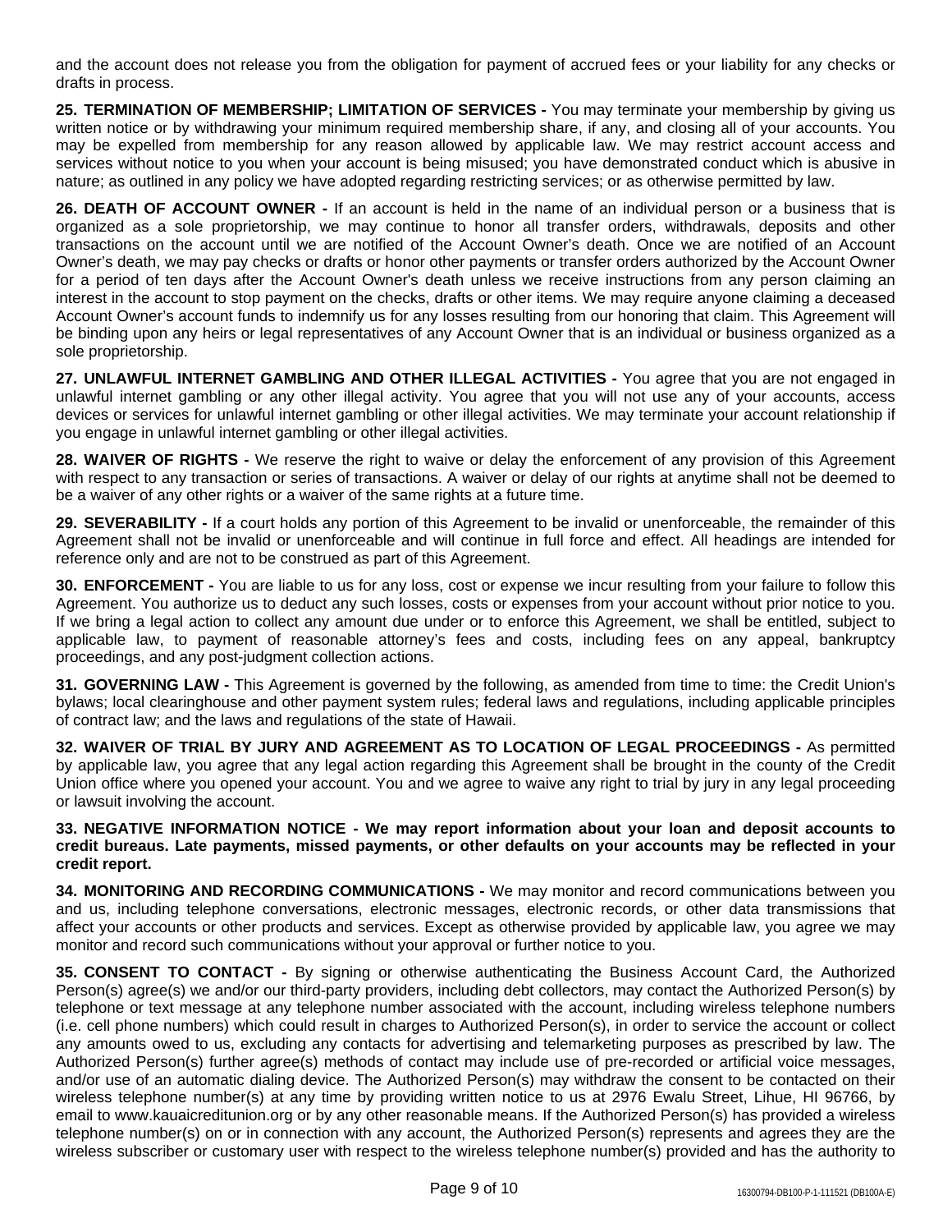and the account does not release you from the obligation for payment of accrued fees or your liability for any checks or drafts in process.

**25. TERMINATION OF MEMBERSHIP; LIMITATION OF SERVICES -** You may terminate your membership by giving us written notice or by withdrawing your minimum required membership share, if any, and closing all of your accounts. You may be expelled from membership for any reason allowed by applicable law. We may restrict account access and services without notice to you when your account is being misused; you have demonstrated conduct which is abusive in nature; as outlined in any policy we have adopted regarding restricting services; or as otherwise permitted by law.

**26. DEATH OF ACCOUNT OWNER -** If an account is held in the name of an individual person or a business that is organized as a sole proprietorship, we may continue to honor all transfer orders, withdrawals, deposits and other transactions on the account until we are notified of the Account Owner's death. Once we are notified of an Account Owner's death, we may pay checks or drafts or honor other payments or transfer orders authorized by the Account Owner for a period of ten days after the Account Owner's death unless we receive instructions from any person claiming an interest in the account to stop payment on the checks, drafts or other items. We may require anyone claiming a deceased Account Owner's account funds to indemnify us for any losses resulting from our honoring that claim. This Agreement will be binding upon any heirs or legal representatives of any Account Owner that is an individual or business organized as a sole proprietorship.

**27. UNLAWFUL INTERNET GAMBLING AND OTHER ILLEGAL ACTIVITIES -** You agree that you are not engaged in unlawful internet gambling or any other illegal activity. You agree that you will not use any of your accounts, access devices or services for unlawful internet gambling or other illegal activities. We may terminate your account relationship if you engage in unlawful internet gambling or other illegal activities.

**28. WAIVER OF RIGHTS -** We reserve the right to waive or delay the enforcement of any provision of this Agreement with respect to any transaction or series of transactions. A waiver or delay of our rights at anytime shall not be deemed to be a waiver of any other rights or a waiver of the same rights at a future time.

**29. SEVERABILITY -** If a court holds any portion of this Agreement to be invalid or unenforceable, the remainder of this Agreement shall not be invalid or unenforceable and will continue in full force and effect. All headings are intended for reference only and are not to be construed as part of this Agreement.

**30. ENFORCEMENT -** You are liable to us for any loss, cost or expense we incur resulting from your failure to follow this Agreement. You authorize us to deduct any such losses, costs or expenses from your account without prior notice to you. If we bring a legal action to collect any amount due under or to enforce this Agreement, we shall be entitled, subject to applicable law, to payment of reasonable attorney's fees and costs, including fees on any appeal, bankruptcy proceedings, and any post-judgment collection actions.

**31. GOVERNING LAW -** This Agreement is governed by the following, as amended from time to time: the Credit Union's bylaws; local clearinghouse and other payment system rules; federal laws and regulations, including applicable principles of contract law; and the laws and regulations of the state of Hawaii.

**32. WAIVER OF TRIAL BY JURY AND AGREEMENT AS TO LOCATION OF LEGAL PROCEEDINGS -** As permitted by applicable law, you agree that any legal action regarding this Agreement shall be brought in the county of the Credit Union office where you opened your account. You and we agree to waive any right to trial by jury in any legal proceeding or lawsuit involving the account.

**33. NEGATIVE INFORMATION NOTICE - We may report information about your loan and deposit accounts to credit bureaus. Late payments, missed payments, or other defaults on your accounts may be reflected in your credit report.**

**34. MONITORING AND RECORDING COMMUNICATIONS -** We may monitor and record communications between you and us, including telephone conversations, electronic messages, electronic records, or other data transmissions that affect your accounts or other products and services. Except as otherwise provided by applicable law, you agree we may monitor and record such communications without your approval or further notice to you.

**35. CONSENT TO CONTACT -** By signing or otherwise authenticating the Business Account Card, the Authorized Person(s) agree(s) we and/or our third-party providers, including debt collectors, may contact the Authorized Person(s) by telephone or text message at any telephone number associated with the account, including wireless telephone numbers (i.e. cell phone numbers) which could result in charges to Authorized Person(s), in order to service the account or collect any amounts owed to us, excluding any contacts for advertising and telemarketing purposes as prescribed by law. The Authorized Person(s) further agree(s) methods of contact may include use of pre-recorded or artificial voice messages, and/or use of an automatic dialing device. The Authorized Person(s) may withdraw the consent to be contacted on their wireless telephone number(s) at any time by providing written notice to us at 2976 Ewalu Street, Lihue, HI 96766, by email to www.kauaicreditunion.org or by any other reasonable means. If the Authorized Person(s) has provided a wireless telephone number(s) on or in connection with any account, the Authorized Person(s) represents and agrees they are the wireless subscriber or customary user with respect to the wireless telephone number(s) provided and has the authority to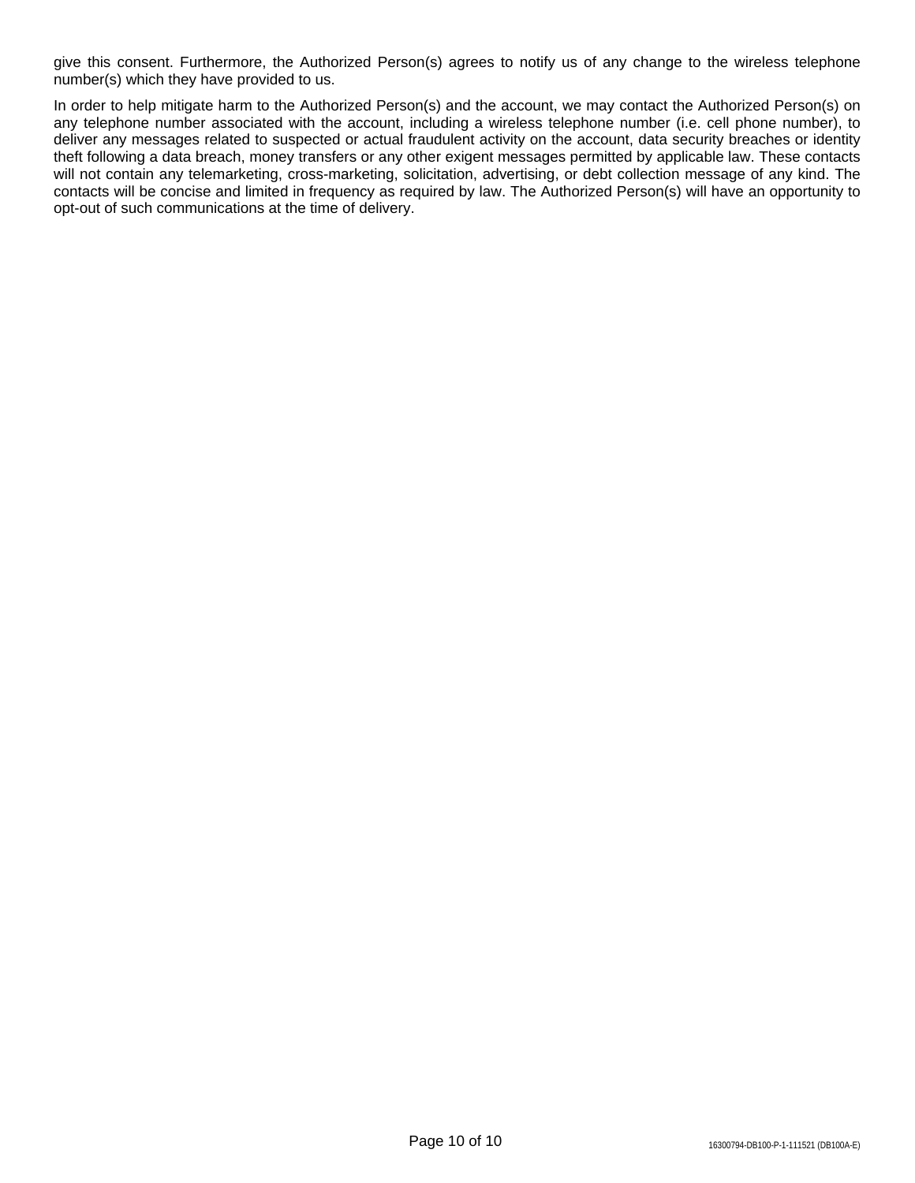give this consent. Furthermore, the Authorized Person(s) agrees to notify us of any change to the wireless telephone number(s) which they have provided to us.

In order to help mitigate harm to the Authorized Person(s) and the account, we may contact the Authorized Person(s) on any telephone number associated with the account, including a wireless telephone number (i.e. cell phone number), to deliver any messages related to suspected or actual fraudulent activity on the account, data security breaches or identity theft following a data breach, money transfers or any other exigent messages permitted by applicable law. These contacts will not contain any telemarketing, cross-marketing, solicitation, advertising, or debt collection message of any kind. The contacts will be concise and limited in frequency as required by law. The Authorized Person(s) will have an opportunity to opt-out of such communications at the time of delivery.